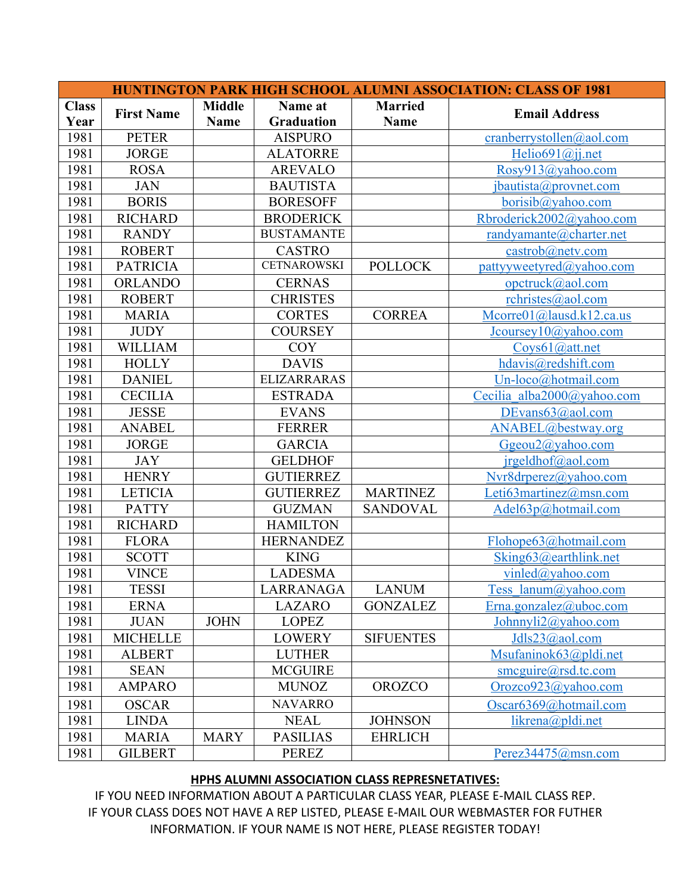| HUNTINGTON PARK HIGH SCHOOL ALUMNI ASSOCIATION: CLASS OF 1981 | | | | | |
|---|---|---|---|---|---|
| Class Year | First Name | Middle Name | Name at Graduation | Married Name | Email Address |
| 1981 | PETER | | AISPURO | | cranberrystollen@aol.com |
| 1981 | JORGE | | ALATORRE | | Helio691@jj.net |
| 1981 | ROSA | | AREVALO | | Rosy913@yahoo.com |
| 1981 | JAN | | BAUTISTA | | jbautista@provnet.com |
| 1981 | BORIS | | BORESOFF | | borisib@yahoo.com |
| 1981 | RICHARD | | BRODERICK | | Rbroderick2002@yahoo.com |
| 1981 | RANDY | | BUSTAMANTE | | randyamante@charter.net |
| 1981 | ROBERT | | CASTRO | | castrob@netv.com |
| 1981 | PATRICIA | | CETNAROWSKI | POLLOCK | pattyyweetyred@yahoo.com |
| 1981 | ORLANDO | | CERNAS | | opctruck@aol.com |
| 1981 | ROBERT | | CHRISTES | | rchristes@aol.com |
| 1981 | MARIA | | CORTES | CORREA | Mcorre01@lausd.k12.ca.us |
| 1981 | JUDY | | COURSEY | | Jcoursey10@yahoo.com |
| 1981 | WILLIAM | | COY | | Coys61@att.net |
| 1981 | HOLLY | | DAVIS | | hdavis@redshift.com |
| 1981 | DANIEL | | ELIZARRARAS | | Un-loco@hotmail.com |
| 1981 | CECILIA | | ESTRADA | | Cecilia_alba2000@yahoo.com |
| 1981 | JESSE | | EVANS | | DEvans63@aol.com |
| 1981 | ANABEL | | FERRER | | ANABEL@bestway.org |
| 1981 | JORGE | | GARCIA | | Ggeou2@yahoo.com |
| 1981 | JAY | | GELDHOF | | jrgeldhof@aol.com |
| 1981 | HENRY | | GUTIERREZ | | Nvr8drperez@yahoo.com |
| 1981 | LETICIA | | GUTIERREZ | MARTINEZ | Leti63martinez@msn.com |
| 1981 | PATTY | | GUZMAN | SANDOVAL | Adel63p@hotmail.com |
| 1981 | RICHARD | | HAMILTON | | |
| 1981 | FLORA | | HERNANDEZ | | Flohope63@hotmail.com |
| 1981 | SCOTT | | KING | | Sking63@earthlink.net |
| 1981 | VINCE | | LADESMA | | vinled@yahoo.com |
| 1981 | TESSI | | LARRANAGA | LANUM | Tess_lanum@yahoo.com |
| 1981 | ERNA | | LAZARO | GONZALEZ | Erna.gonzalez@uboc.com |
| 1981 | JUAN | JOHN | LOPEZ | | Johnnyli2@yahoo.com |
| 1981 | MICHELLE | | LOWERY | SIFUENTES | Jdls23@aol.com |
| 1981 | ALBERT | | LUTHER | | Msufaninok63@pldi.net |
| 1981 | SEAN | | MCGUIRE | | smcguire@rsd.tc.com |
| 1981 | AMPARO | | MUNOZ | OROZCO | Orozco923@yahoo.com |
| 1981 | OSCAR | | NAVARRO | | Oscar6369@hotmail.com |
| 1981 | LINDA | | NEAL | JOHNSON | likrena@pldi.net |
| 1981 | MARIA | MARY | PASILIAS | EHRLICH | |
| 1981 | GILBERT | | PEREZ | | Perez34475@msn.com |

**HPHS ALUMNI ASSOCIATION CLASS REPRESNETATIVES:**

IF YOU NEED INFORMATION ABOUT A PARTICULAR CLASS YEAR, PLEASE E-MAIL CLASS REP.
IF YOUR CLASS DOES NOT HAVE A REP LISTED, PLEASE E-MAIL OUR WEBMASTER FOR FUTHER INFORMATION. IF YOUR NAME IS NOT HERE, PLEASE REGISTER TODAY!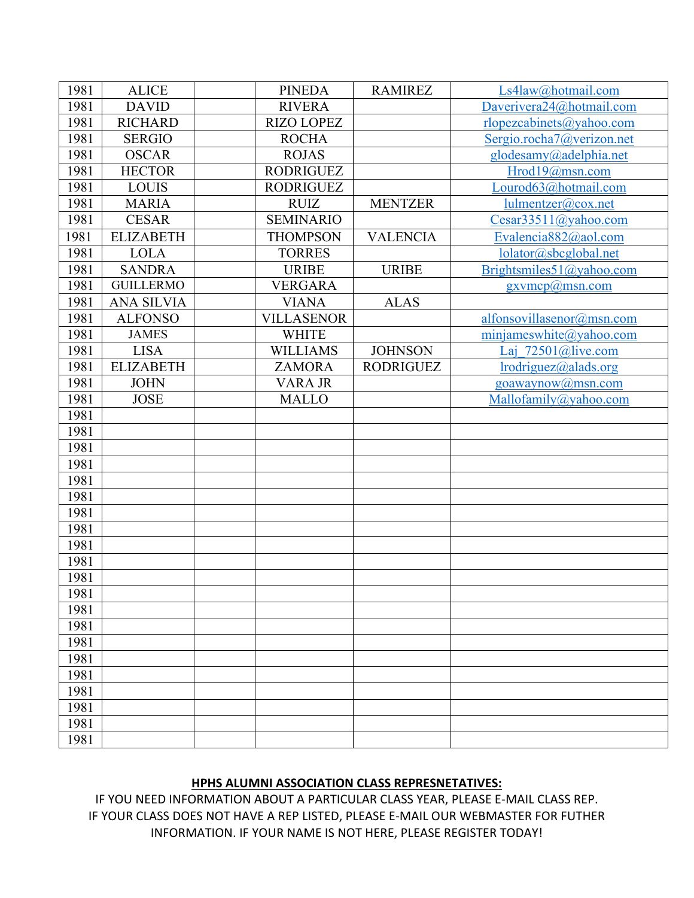| | | | | | |
|---|---|---|---|---|---|
| 1981 | ALICE | | PINEDA | RAMIREZ | Ls4law@hotmail.com |
| 1981 | DAVID | | RIVERA | | Daverivera24@hotmail.com |
| 1981 | RICHARD | | RIZO LOPEZ | | rlopezcabinets@yahoo.com |
| 1981 | SERGIO | | ROCHA | | Sergio.rocha7@verizon.net |
| 1981 | OSCAR | | ROJAS | | glodesamy@adelphia.net |
| 1981 | HECTOR | | RODRIGUEZ | | Hrod19@msn.com |
| 1981 | LOUIS | | RODRIGUEZ | | Lourod63@hotmail.com |
| 1981 | MARIA | | RUIZ | MENTZER | lulmentzer@cox.net |
| 1981 | CESAR | | SEMINARIO | | Cesar33511@yahoo.com |
| 1981 | ELIZABETH | | THOMPSON | VALENCIA | Evalencia882@aol.com |
| 1981 | LOLA | | TORRES | | lolator@sbcglobal.net |
| 1981 | SANDRA | | URIBE | URIBE | Brightsmiles51@yahoo.com |
| 1981 | GUILLERMO | | VERGARA | | gxvmcp@msn.com |
| 1981 | ANA SILVIA | | VIANA | ALAS | |
| 1981 | ALFONSO | | VILLASENOR | | alfonsovillasenor@msn.com |
| 1981 | JAMES | | WHITE | | minjameswhite@yahoo.com |
| 1981 | LISA | | WILLIAMS | JOHNSON | Laj_72501@live.com |
| 1981 | ELIZABETH | | ZAMORA | RODRIGUEZ | lrodriguez@alads.org |
| 1981 | JOHN | | VARA JR | | goawaynow@msn.com |
| 1981 | JOSE | | MALLO | | Mallofamily@yahoo.com |
| 1981 | | | | | |
| 1981 | | | | | |
| 1981 | | | | | |
| 1981 | | | | | |
| 1981 | | | | | |
| 1981 | | | | | |
| 1981 | | | | | |
| 1981 | | | | | |
| 1981 | | | | | |
| 1981 | | | | | |
| 1981 | | | | | |
| 1981 | | | | | |
| 1981 | | | | | |
| 1981 | | | | | |
| 1981 | | | | | |
| 1981 | | | | | |
| 1981 | | | | | |
| 1981 | | | | | |
| 1981 | | | | | |
| 1981 | | | | | |
| 1981 | | | | | |

**HPHS ALUMNI ASSOCIATION CLASS REPRESNETATIVES:**

IF YOU NEED INFORMATION ABOUT A PARTICULAR CLASS YEAR, PLEASE E-MAIL CLASS REP. IF YOUR CLASS DOES NOT HAVE A REP LISTED, PLEASE E-MAIL OUR WEBMASTER FOR FUTHER INFORMATION. IF YOUR NAME IS NOT HERE, PLEASE REGISTER TODAY!